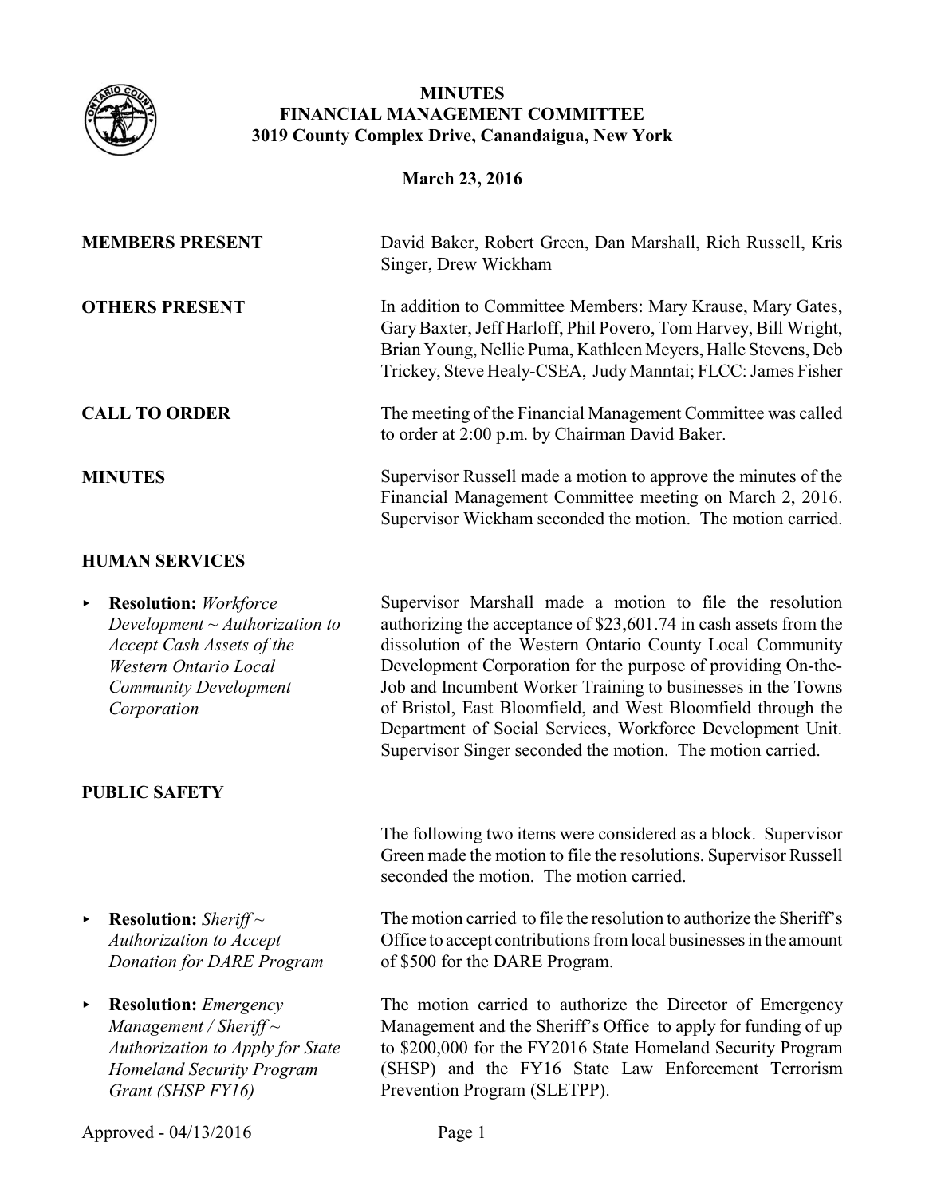# MINUTES
## FINANCIAL MANAGEMENT COMMITTEE
### 3019 County Complex Drive, Canandaigua, New York

**March 23, 2016**

**MEMBERS PRESENT**

David Baker, Robert Green, Dan Marshall, Rich Russell, Kris Singer, Drew Wickham

**OTHERS PRESENT**

In addition to Committee Members: Mary Krause, Mary Gates, Gary Baxter, Jeff Harloff, Phil Povero, Tom Harvey, Bill Wright, Brian Young, Nellie Puma, Kathleen Meyers, Halle Stevens, Deb Trickey, Steve Healy-CSEA, Judy Manntai; FLCC: James Fisher

**CALL TO ORDER**

The meeting of the Financial Management Committee was called to order at 2:00 p.m. by Chairman David Baker.

**MINUTES**

Supervisor Russell made a motion to approve the minutes of the Financial Management Committee meeting on March 2, 2016. Supervisor Wickham seconded the motion. The motion carried.

**HUMAN SERVICES**

- **Resolution:** *Workforce Development ~ Authorization to Accept Cash Assets of the Western Ontario Local Community Development Corporation*

Supervisor Marshall made a motion to file the resolution authorizing the acceptance of $23,601.74 in cash assets from the dissolution of the Western Ontario County Local Community Development Corporation for the purpose of providing On-the-Job and Incumbent Worker Training to businesses in the Towns of Bristol, East Bloomfield, and West Bloomfield through the Department of Social Services, Workforce Development Unit. Supervisor Singer seconded the motion. The motion carried.

**PUBLIC SAFETY**

The following two items were considered as a block. Supervisor Green made the motion to file the resolutions. Supervisor Russell seconded the motion. The motion carried.

- **Resolution:** *Sheriff ~ Authorization to Accept Donation for DARE Program*

The motion carried to file the resolution to authorize the Sheriff's Office to accept contributions from local businesses in the amount of $500 for the DARE Program.

- **Resolution:** *Emergency Management / Sheriff ~ Authorization to Apply for State Homeland Security Program Grant (SHSP FY16)*

The motion carried to authorize the Director of Emergency Management and the Sheriff's Office to apply for funding of up to $200,000 for the FY2016 State Homeland Security Program (SHSP) and the FY16 State Law Enforcement Terrorism Prevention Program (SLETPP).

Approved - 04/13/2016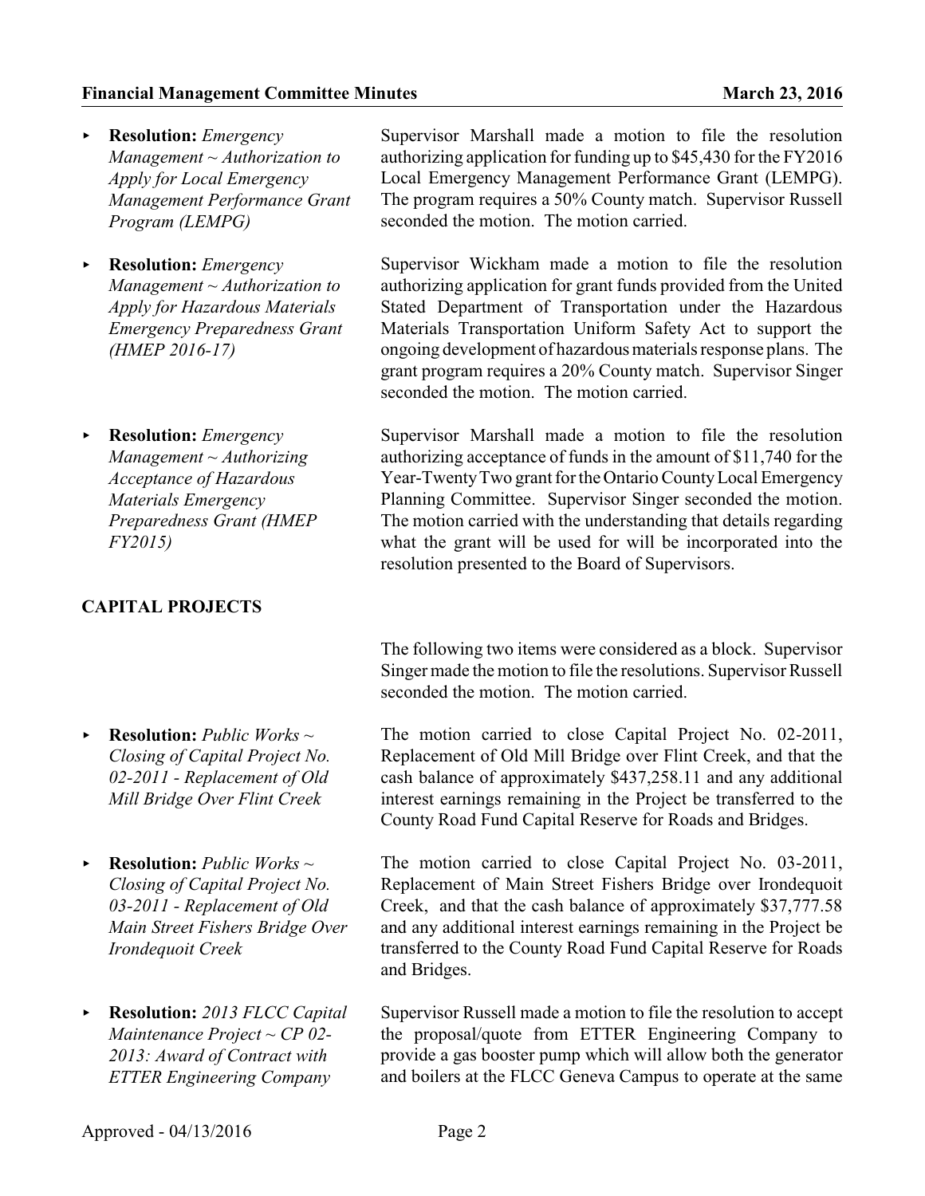- **Resolution:** *Emergency Management ~ Authorization to Apply for Local Emergency Management Performance Grant Program (LEMPG)*

  Supervisor Marshall made a motion to file the resolution authorizing application for funding up to $45,430 for the FY2016 Local Emergency Management Performance Grant (LEMPG). The program requires a 50% County match. Supervisor Russell seconded the motion. The motion carried.

- **Resolution:** *Emergency Management ~ Authorization to Apply for Hazardous Materials Emergency Preparedness Grant (HMEP 2016-17)*

  Supervisor Wickham made a motion to file the resolution authorizing application for grant funds provided from the United Stated Department of Transportation under the Hazardous Materials Transportation Uniform Safety Act to support the ongoing development of hazardous materials response plans. The grant program requires a 20% County match. Supervisor Singer seconded the motion. The motion carried.

- **Resolution:** *Emergency Management ~ Authorizing Acceptance of Hazardous Materials Emergency Preparedness Grant (HMEP FY2015)*

  Supervisor Marshall made a motion to file the resolution authorizing acceptance of funds in the amount of $11,740 for the Year-Twenty Two grant for the Ontario County Local Emergency Planning Committee. Supervisor Singer seconded the motion. The motion carried with the understanding that details regarding what the grant will be used for will be incorporated into the resolution presented to the Board of Supervisors.

**CAPITAL PROJECTS**

The following two items were considered as a block. Supervisor Singer made the motion to file the resolutions. Supervisor Russell seconded the motion. The motion carried.

- **Resolution:** *Public Works ~ Closing of Capital Project No. 02-2011 - Replacement of Old Mill Bridge Over Flint Creek*

  The motion carried to close Capital Project No. 02-2011, Replacement of Old Mill Bridge over Flint Creek, and that the cash balance of approximately $437,258.11 and any additional interest earnings remaining in the Project be transferred to the County Road Fund Capital Reserve for Roads and Bridges.

- **Resolution:** *Public Works ~ Closing of Capital Project No. 03-2011 - Replacement of Old Main Street Fishers Bridge Over Irondequoit Creek*

  The motion carried to close Capital Project No. 03-2011, Replacement of Main Street Fishers Bridge over Irondequoit Creek, and that the cash balance of approximately $37,777.58 and any additional interest earnings remaining in the Project be transferred to the County Road Fund Capital Reserve for Roads and Bridges.

- **Resolution:** *2013 FLCC Capital Maintenance Project ~ CP 02-2013: Award of Contract with ETTER Engineering Company*

  Supervisor Russell made a motion to file the resolution to accept the proposal/quote from ETTER Engineering Company to provide a gas booster pump which will allow both the generator and boilers at the FLCC Geneva Campus to operate at the same

Approved - 04/13/2016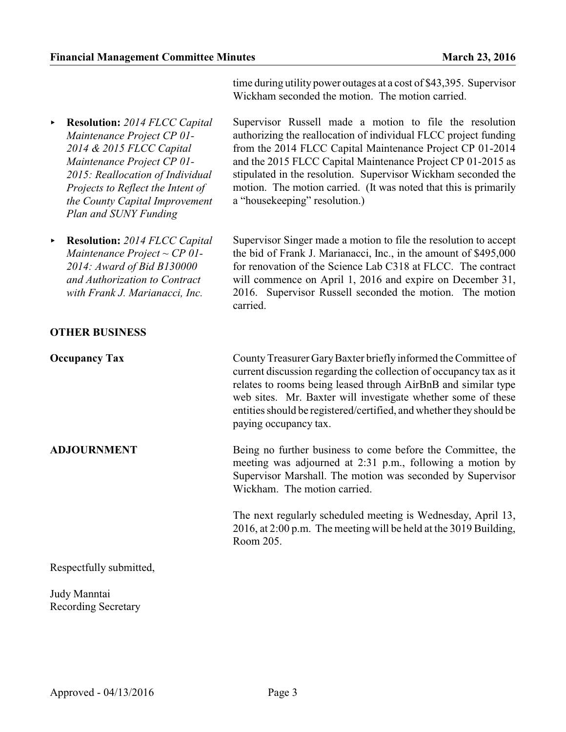time during utility power outages at a cost of $43,395. Supervisor Wickham seconded the motion. The motion carried.

- **Resolution:** *2014 FLCC Capital Maintenance Project CP 01-2014 & 2015 FLCC Capital Maintenance Project CP 01-2015: Reallocation of Individual Projects to Reflect the Intent of the County Capital Improvement Plan and SUNY Funding*

  Supervisor Russell made a motion to file the resolution authorizing the reallocation of individual FLCC project funding from the 2014 FLCC Capital Maintenance Project CP 01-2014 and the 2015 FLCC Capital Maintenance Project CP 01-2015 as stipulated in the resolution. Supervisor Wickham seconded the motion. The motion carried. (It was noted that this is primarily a "housekeeping" resolution.)

- **Resolution:** *2014 FLCC Capital Maintenance Project ~ CP 01-2014: Award of Bid B130000 and Authorization to Contract with Frank J. Marianacci, Inc.*

  Supervisor Singer made a motion to file the resolution to accept the bid of Frank J. Marianacci, Inc., in the amount of $495,000 for renovation of the Science Lab C318 at FLCC. The contract will commence on April 1, 2016 and expire on December 31, 2016. Supervisor Russell seconded the motion. The motion carried.

**OTHER BUSINESS**

**Occupancy Tax**

County Treasurer Gary Baxter briefly informed the Committee of current discussion regarding the collection of occupancy tax as it relates to rooms being leased through AirBnB and similar type web sites. Mr. Baxter will investigate whether some of these entities should be registered/certified, and whether they should be paying occupancy tax.

**ADJOURNMENT**

Being no further business to come before the Committee, the meeting was adjourned at 2:31 p.m., following a motion by Supervisor Marshall. The motion was seconded by Supervisor Wickham. The motion carried.

The next regularly scheduled meeting is Wednesday, April 13, 2016, at 2:00 p.m. The meeting will be held at the 3019 Building, Room 205.

Respectfully submitted,

Judy Manntai
Recording Secretary

Approved - 04/13/2016